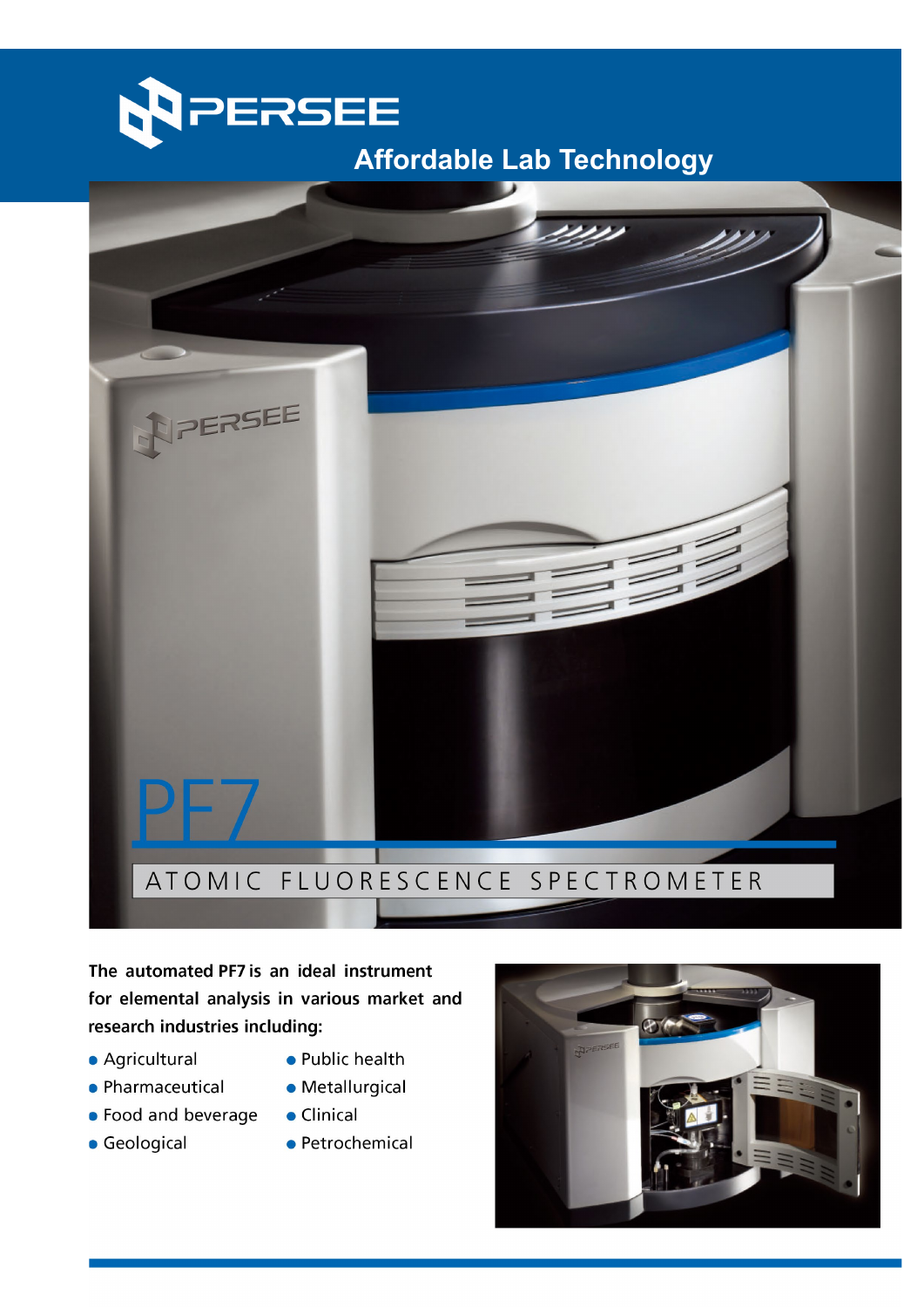# PERSEE

Affordable Lab Technology

# PF7

## ATOMIC FLUORESCENCE SPECTROMETER

**The automated PF7 is an ideal instrument for elemental analysis in various market and research industries including:**

- Agricultural
- Pharmaceutical
- Food and beverage
- Geological
- Public health
- Metallurgical
- Clinical
- Petrochemical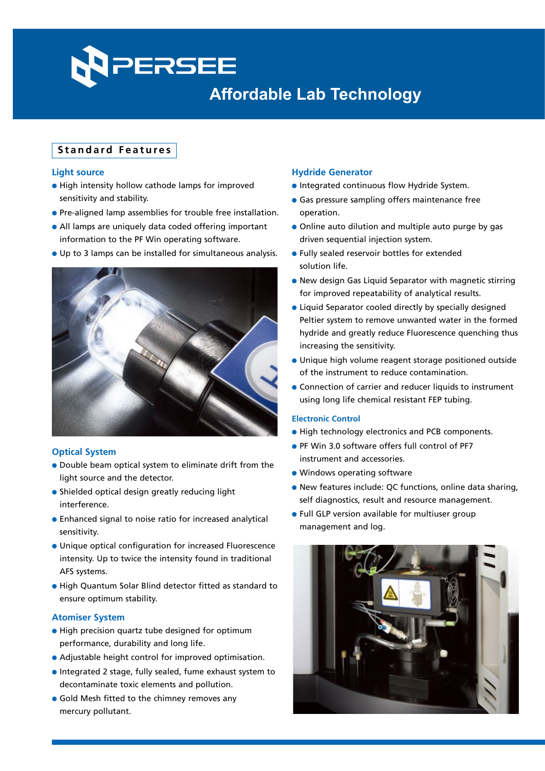# PERSEE

## Affordable Lab Technology

## Standard Features

### Light source

- High intensity hollow cathode lamps for improved sensitivity and stability.
- Pre-aligned lamp assemblies for trouble free installation.
- All lamps are uniquely data coded offering important information to the PF Win operating software.
- Up to 3 lamps can be installed for simultaneous analysis.

### Optical System

- Double beam optical system to eliminate drift from the light source and the detector.
- Shielded optical design greatly reducing light interference.
- Enhanced signal to noise ratio for increased analytical sensitivity.
- Unique optical configuration for increased Fluorescence intensity. Up to twice the intensity found in traditional AFS systems.
- High Quantum Solar Blind detector fitted as standard to ensure optimum stability.

### Atomiser System

- High precision quartz tube designed for optimum performance, durability and long life.
- Adjustable height control for improved optimisation.
- Integrated 2 stage, fully sealed, fume exhaust system to decontaminate toxic elements and pollution.
- Gold Mesh fitted to the chimney removes any mercury pollutant.

### Hydride Generator

- Integrated continuous flow Hydride System.
- Gas pressure sampling offers maintenance free operation.
- Online auto dilution and multiple auto purge by gas driven sequential injection system.
- Fully sealed reservoir bottles for extended solution life.
- New design Gas Liquid Separator with magnetic stirring for improved repeatability of analytical results.
- Liquid Separator cooled directly by specially designed Peltier system to remove unwanted water in the formed hydride and greatly reduce Fluorescence quenching thus increasing the sensitivity.
- Unique high volume reagent storage positioned outside of the instrument to reduce contamination.
- Connection of carrier and reducer liquids to instrument using long life chemical resistant FEP tubing.

### Electronic Control

- High technology electronics and PCB components.
- PF Win 3.0 software offers full control of PF7 instrument and accessories.
- Windows operating software
- New features include: QC functions, online data sharing, self diagnostics, result and resource management.
- Full GLP version available for multiuser group management and log.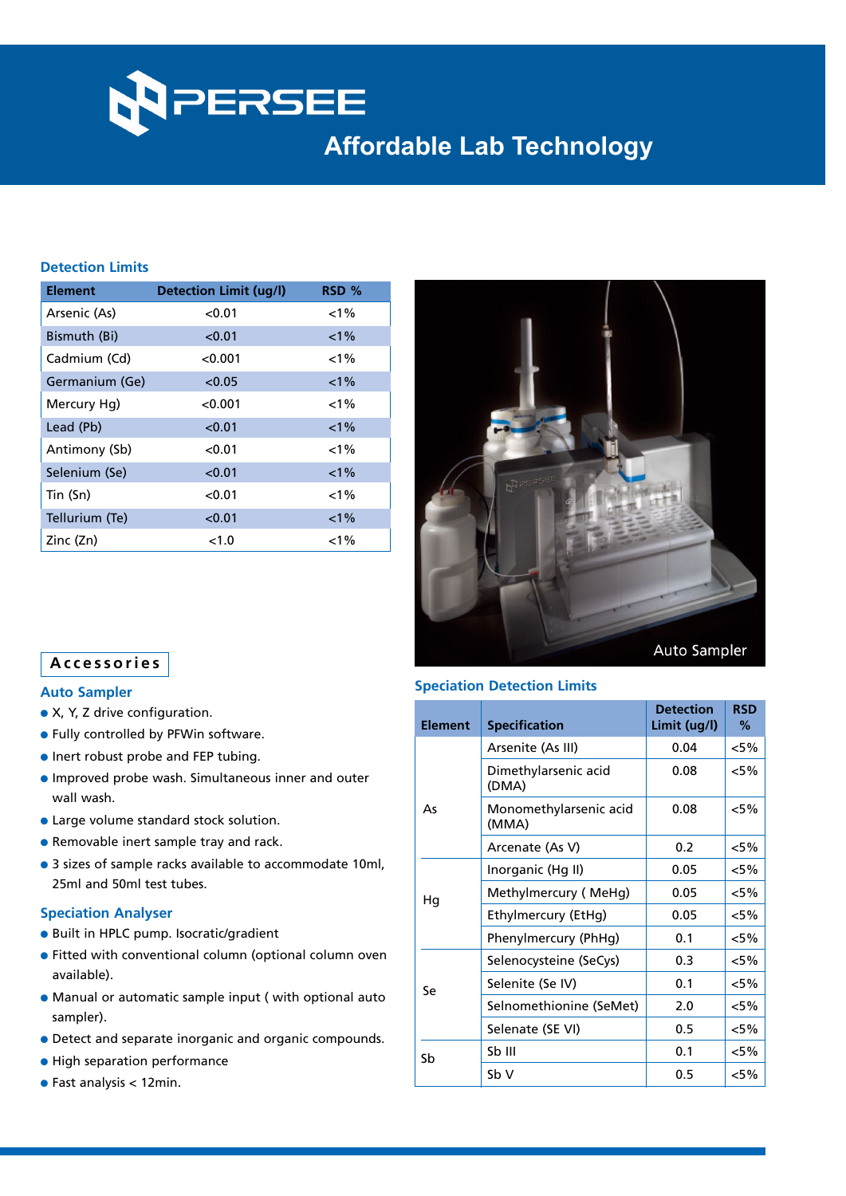# PERSEE

## Affordable Lab Technology

### Detection Limits

| Element | Detection Limit (ug/l) | RSD % |
|---|---|---|
| Arsenic (As) | <0.01 | <1% |
| Bismuth (Bi) | <0.01 | <1% |
| Cadmium (Cd) | <0.001 | <1% |
| Germanium (Ge) | <0.05 | <1% |
| Mercury Hg) | <0.001 | <1% |
| Lead (Pb) | <0.01 | <1% |
| Antimony (Sb) | <0.01 | <1% |
| Selenium (Se) | <0.01 | <1% |
| Tin (Sn) | <0.01 | <1% |
| Tellurium (Te) | <0.01 | <1% |
| Zinc (Zn) | <1.0 | <1% |

Auto Sampler

## Accessories

### Auto Sampler

- X, Y, Z drive configuration.
- Fully controlled by PFWin software.
- Inert robust probe and FEP tubing.
- Improved probe wash. Simultaneous inner and outer wall wash.
- Large volume standard stock solution.
- Removable inert sample tray and rack.
- 3 sizes of sample racks available to accommodate 10ml, 25ml and 50ml test tubes.

### Speciation Analyser

- Built in HPLC pump. Isocratic/gradient
- Fitted with conventional column (optional column oven available).
- Manual or automatic sample input ( with optional auto sampler).
- Detect and separate inorganic and organic compounds.
- High separation performance
- Fast analysis < 12min.

### Speciation Detection Limits

| Element | Specification | Detection Limit (ug/l) | RSD % |
|---|---|---|---|
| As | Arsenite (As III) | 0.04 | <5% |
| | Dimethylarsenic acid (DMA) | 0.08 | <5% |
| | Monomethylarsenic acid (MMA) | 0.08 | <5% |
| | Arcenate (As V) | 0.2 | <5% |
| Hg | Inorganic (Hg II) | 0.05 | <5% |
| | Methylmercury ( MeHg) | 0.05 | <5% |
| | Ethylmercury (EtHg) | 0.05 | <5% |
| | Phenylmercury (PhHg) | 0.1 | <5% |
| Se | Selenocysteine (SeCys) | 0.3 | <5% |
| | Selenite (Se IV) | 0.1 | <5% |
| | Selnomethionine (SeMet) | 2.0 | <5% |
| | Selenate (SE VI) | 0.5 | <5% |
| Sb | Sb III | 0.1 | <5% |
| | Sb V | 0.5 | <5% |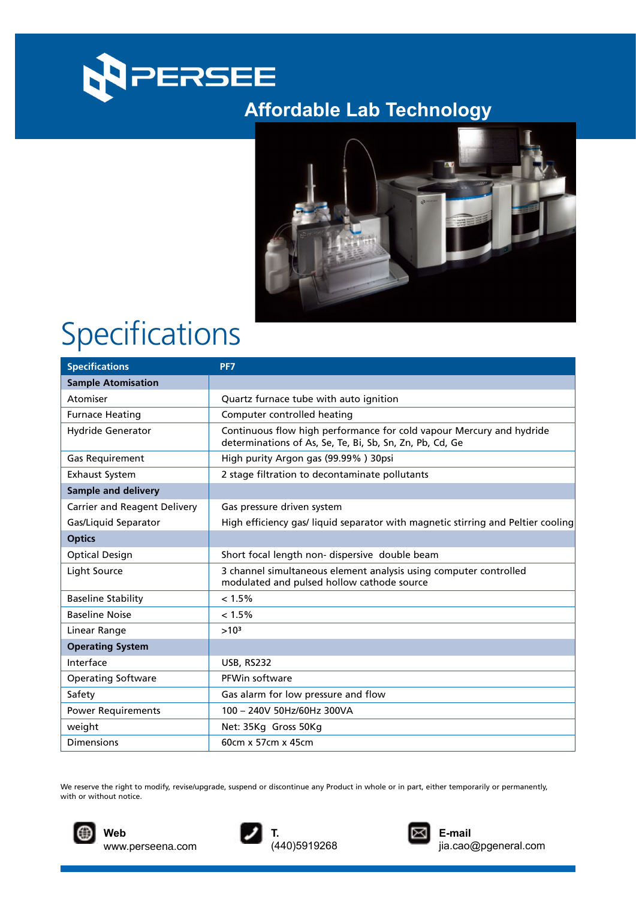# PERSEE

## Affordable Lab Technology

# Specifications

| Specifications | PF7 |
|---|---|
| **Sample Atomisation** | |
| Atomiser | Quartz furnace tube with auto ignition |
| Furnace Heating | Computer controlled heating |
| Hydride Generator | Continuous flow high performance for cold vapour Mercury and hydride determinations of As, Se, Te, Bi, Sb, Sn, Zn, Pb, Cd, Ge |
| Gas Requirement | High purity Argon gas (99.99% ) 30psi |
| Exhaust System | 2 stage filtration to decontaminate pollutants |
| **Sample and delivery** | |
| Carrier and Reagent Delivery | Gas pressure driven system |
| Gas/Liquid Separator | High efficiency gas/ liquid separator with magnetic stirring and Peltier cooling |
| **Optics** | |
| Optical Design | Short focal length non- dispersive double beam |
| Light Source | 3 channel simultaneous element analysis using computer controlled modulated and pulsed hollow cathode source |
| Baseline Stability | < 1.5% |
| Baseline Noise | < 1.5% |
| Linear Range | $>10^3$ |
| **Operating System** | |
| Interface | USB, RS232 |
| Operating Software | PFWin software |
| Safety | Gas alarm for low pressure and flow |
| Power Requirements | 100 – 240V 50Hz/60Hz 300VA |
| weight | Net: 35Kg Gross 50Kg |
| Dimensions | 60cm x 57cm x 45cm |

We reserve the right to modify, revise/upgrade, suspend or discontinue any Product in whole or in part, either temporarily or permanently, with or without notice.

**Web**
www.perseena.com

**T.**
(440)5919268

**E-mail**
jia.cao@pgeneral.com